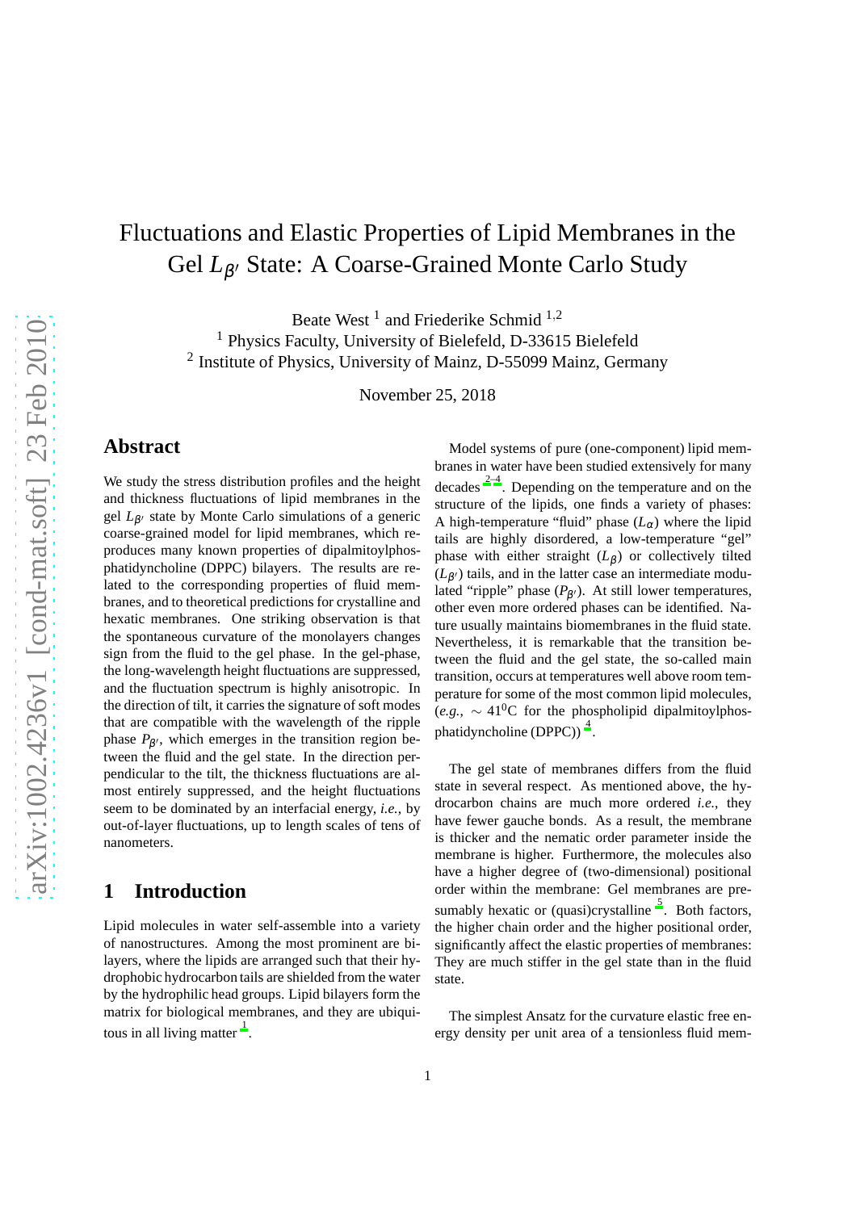# Fluctuations and Elastic Properties of Lipid Membranes in the Gel $L_{\beta'}$ State: A Coarse-Grained Monte Carlo Study

Beate West [1] and Friederike Schmid [1,2]

[1] Physics Faculty, University of Bielefeld, D-33615 Bielefeld

[2] Institute of Physics, University of Mainz, D-55099 Mainz, Germany

November 25, 2018

## Abstract

We study the stress distribution profiles and the height and thickness fluctuations of lipid membranes in the gel $L_{\beta'}$ state by Monte Carlo simulations of a generic coarse-grained model for lipid membranes, which reproduces many known properties of dipalmitoylphosphatidyncholine (DPPC) bilayers. The results are related to the corresponding properties of fluid membranes, and to theoretical predictions for crystalline and hexatic membranes. One striking observation is that the spontaneous curvature of the monolayers changes sign from the fluid to the gel phase. In the gel-phase, the long-wavelength height fluctuations are suppressed, and the fluctuation spectrum is highly anisotropic. In the direction of tilt, it carries the signature of soft modes that are compatible with the wavelength of the ripple phase $P_{\beta'}$, which emerges in the transition region between the fluid and the gel state. In the direction perpendicular to the tilt, the thickness fluctuations are almost entirely suppressed, and the height fluctuations seem to be dominated by an interfacial energy, *i.e.*, by out-of-layer fluctuations, up to length scales of tens of nanometers.

## 1 Introduction

Lipid molecules in water self-assemble into a variety of nanostructures. Among the most prominent are bilayers, where the lipids are arranged such that their hydrophobic hydrocarbon tails are shielded from the water by the hydrophilic head groups. Lipid bilayers form the matrix for biological membranes, and they are ubiquitous in all living matter [1].

Model systems of pure (one-component) lipid membranes in water have been studied extensively for many decades [2–4]. Depending on the temperature and on the structure of the lipids, one finds a variety of phases: A high-temperature "fluid" phase ($L_\alpha$) where the lipid tails are highly disordered, a low-temperature "gel" phase with either straight ($L_\beta$) or collectively tilted ($L_{\beta'}$) tails, and in the latter case an intermediate modulated "ripple" phase ($P_{\beta'}$). At still lower temperatures, other even more ordered phases can be identified. Nature usually maintains biomembranes in the fluid state. Nevertheless, it is remarkable that the transition between the fluid and the gel state, the so-called main transition, occurs at temperatures well above room temperature for some of the most common lipid molecules, (*e.g.*, $\sim 41^0$C for the phospholipid dipalmitoylphosphatidyncholine (DPPC)) [4].

The gel state of membranes differs from the fluid state in several respect. As mentioned above, the hydrocarbon chains are much more ordered *i.e.*, they have fewer gauche bonds. As a result, the membrane is thicker and the nematic order parameter inside the membrane is higher. Furthermore, the molecules also have a higher degree of (two-dimensional) positional order within the membrane: Gel membranes are presumably hexatic or (quasi)crystalline [5]. Both factors, the higher chain order and the higher positional order, significantly affect the elastic properties of membranes: They are much stiffer in the gel state than in the fluid state.

The simplest Ansatz for the curvature elastic free energy density per unit area of a tensionless fluid mem-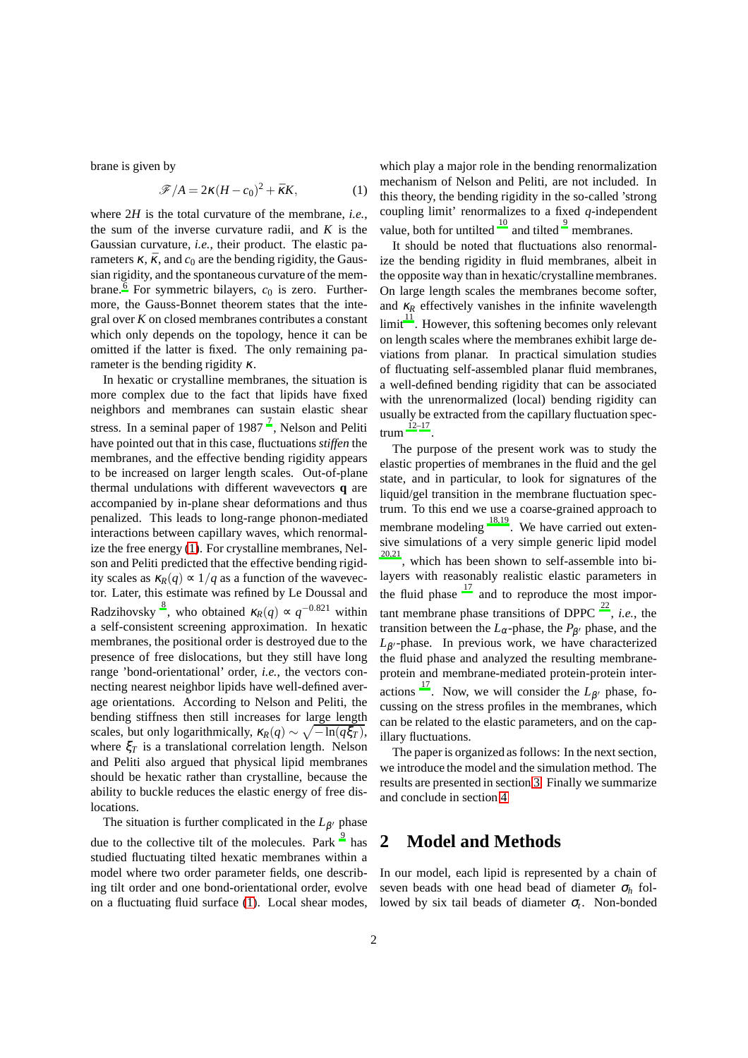brane is given by

$$\mathscr{F}/A = 2\kappa(H - c_0)^2 + \bar{\kappa}K, \tag{1}$$

where $2H$ is the total curvature of the membrane, *i.e.*, the sum of the inverse curvature radii, and $K$ is the Gaussian curvature, *i.e.*, their product. The elastic parameters $\kappa$, $\bar{\kappa}$, and $c_0$ are the bending rigidity, the Gaussian rigidity, and the spontaneous curvature of the membrane.[6] For symmetric bilayers, $c_0$ is zero. Furthermore, the Gauss-Bonnet theorem states that the integral over $K$ on closed membranes contributes a constant which only depends on the topology, hence it can be omitted if the latter is fixed. The only remaining parameter is the bending rigidity $\kappa$.

In hexatic or crystalline membranes, the situation is more complex due to the fact that lipids have fixed neighbors and membranes can sustain elastic shear stress. In a seminal paper of 1987 [7], Nelson and Peliti have pointed out that in this case, fluctuations *stiffen* the membranes, and the effective bending rigidity appears to be increased on larger length scales. Out-of-plane thermal undulations with different wavevectors **q** are accompanied by in-plane shear deformations and thus penalized. This leads to long-range phonon-mediated interactions between capillary waves, which renormalize the free energy (1). For crystalline membranes, Nelson and Peliti predicted that the effective bending rigidity scales as $\kappa_R(q) \propto 1/q$ as a function of the wavevector. Later, this estimate was refined by Le Doussal and Radzihovsky [8], who obtained $\kappa_R(q) \propto q^{-0.821}$ within a self-consistent screening approximation. In hexatic membranes, the positional order is destroyed due to the presence of free dislocations, but they still have long range 'bond-orientational' order, *i.e.*, the vectors connecting nearest neighbor lipids have well-defined average orientations. According to Nelson and Peliti, the bending stiffness then still increases for large length scales, but only logarithmically, $\kappa_R(q) \sim \sqrt{-\ln(q\xi_T)}$, where $\xi_T$ is a translational correlation length. Nelson and Peliti also argued that physical lipid membranes should be hexatic rather than crystalline, because the ability to buckle reduces the elastic energy of free dislocations.

The situation is further complicated in the $L_{\beta'}$ phase due to the collective tilt of the molecules. Park [9] has studied fluctuating tilted hexatic membranes within a model where two order parameter fields, one describing tilt order and one bond-orientational order, evolve on a fluctuating fluid surface (1). Local shear modes, which play a major role in the bending renormalization mechanism of Nelson and Peliti, are not included. In this theory, the bending rigidity in the so-called 'strong coupling limit' renormalizes to a fixed $q$-independent value, both for untilted [10] and tilted [9] membranes.

It should be noted that fluctuations also renormalize the bending rigidity in fluid membranes, albeit in the opposite way than in hexatic/crystalline membranes. On large length scales the membranes become softer, and $\kappa_R$ effectively vanishes in the infinite wavelength limit[11]. However, this softening becomes only relevant on length scales where the membranes exhibit large deviations from planar. In practical simulation studies of fluctuating self-assembled planar fluid membranes, a well-defined bending rigidity that can be associated with the unrenormalized (local) bending rigidity can usually be extracted from the capillary fluctuation spectrum [12–17].

The purpose of the present work was to study the elastic properties of membranes in the fluid and the gel state, and in particular, to look for signatures of the liquid/gel transition in the membrane fluctuation spectrum. To this end we use a coarse-grained approach to membrane modeling [18,19]. We have carried out extensive simulations of a very simple generic lipid model [20,21], which has been shown to self-assemble into bilayers with reasonably realistic elastic parameters in the fluid phase [17] and to reproduce the most important membrane phase transitions of DPPC [22], *i.e.*, the transition between the $L_\alpha$-phase, the $P_{\beta'}$ phase, and the $L_{\beta'}$-phase. In previous work, we have characterized the fluid phase and analyzed the resulting membrane-protein and membrane-mediated protein-protein interactions [17]. Now, we will consider the $L_{\beta'}$ phase, focussing on the stress profiles in the membranes, which can be related to the elastic parameters, and on the capillary fluctuations.

The paper is organized as follows: In the next section, we introduce the model and the simulation method. The results are presented in section 3. Finally we summarize and conclude in section 4.

## 2 Model and Methods

In our model, each lipid is represented by a chain of seven beads with one head bead of diameter $\sigma_h$ followed by six tail beads of diameter $\sigma_t$. Non-bonded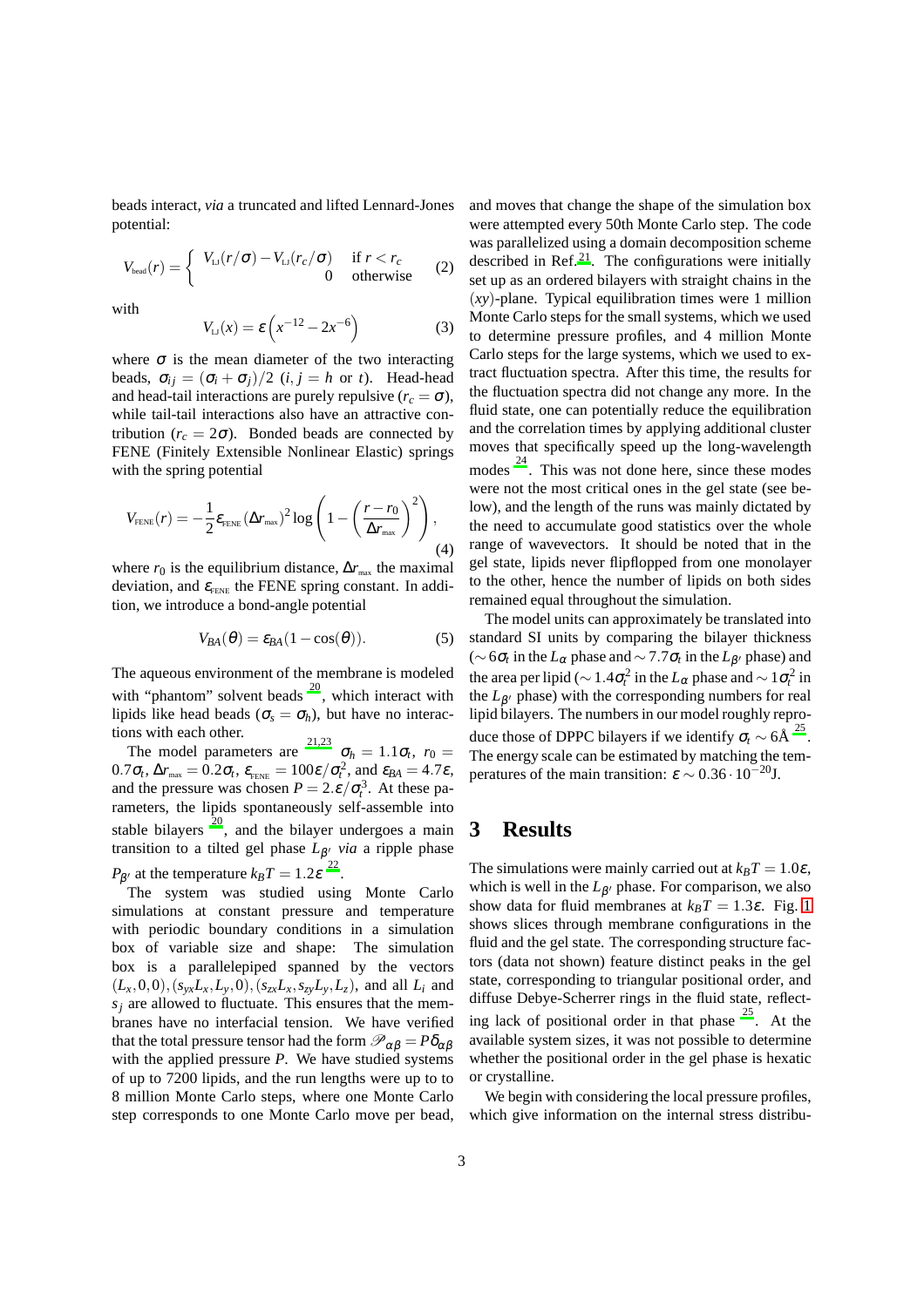beads interact, *via* a truncated and lifted Lennard-Jones potential:

$$V_{\text{bead}}(r) = \begin{cases} V_{\text{LJ}}(r/\sigma) - V_{\text{LJ}}(r_c/\sigma) & \text{if } r < r_c \\ 0 & \text{otherwise} \end{cases} \quad (2)$$

with

$$V_{\text{LJ}}(x) = \varepsilon \left( x^{-12} - 2x^{-6} \right) \quad (3)$$

where $\sigma$ is the mean diameter of the two interacting beads, $\sigma_{ij} = (\sigma_i + \sigma_j)/2$ ($i, j = h$ or $t$). Head-head and head-tail interactions are purely repulsive ($r_c = \sigma$), while tail-tail interactions also have an attractive contribution ($r_c = 2\sigma$). Bonded beads are connected by FENE (Finitely Extensible Nonlinear Elastic) springs with the spring potential

$$V_{\text{FENE}}(r) = -\frac{1}{2}\varepsilon_{\text{FENE}} (\Delta r_{\text{max}})^2 \log\left(1 - \left(\frac{r - r_0}{\Delta r_{\text{max}}}\right)^2\right), \quad (4)$$

where $r_0$ is the equilibrium distance, $\Delta r_{\text{max}}$ the maximal deviation, and $\varepsilon_{\text{FENE}}$ the FENE spring constant. In addition, we introduce a bond-angle potential

$$V_{BA}(\theta) = \varepsilon_{BA}(1 - \cos(\theta)). \quad (5)$$

The aqueous environment of the membrane is modeled with "phantom" solvent beads [20], which interact with lipids like head beads ($\sigma_s = \sigma_h$), but have no interactions with each other.

The model parameters are [21,23] $\sigma_h = 1.1\sigma_t$, $r_0 = 0.7\sigma_t$, $\Delta r_{\text{max}} = 0.2\sigma_t$, $\varepsilon_{\text{FENE}} = 100\varepsilon/\sigma_t^2$, and $\varepsilon_{BA} = 4.7\varepsilon$, and the pressure was chosen $P = 2.\varepsilon/\sigma_t^3$. At these parameters, the lipids spontaneously self-assemble into stable bilayers [20], and the bilayer undergoes a main transition to a tilted gel phase $L_{\beta'}$ *via* a ripple phase $P_{\beta'}$ at the temperature $k_BT = 1.2\varepsilon$ [22].

The system was studied using Monte Carlo simulations at constant pressure and temperature with periodic boundary conditions in a simulation box of variable size and shape: The simulation box is a parallelepiped spanned by the vectors $(L_x, 0, 0), (s_{yx}L_x, L_y, 0), (s_{zx}L_x, s_{zy}L_y, L_z)$, and all $L_i$ and $s_j$ are allowed to fluctuate. This ensures that the membranes have no interfacial tension. We have verified that the total pressure tensor had the form $\mathscr{P}_{\alpha\beta} = P\delta_{\alpha\beta}$ with the applied pressure $P$. We have studied systems of up to 7200 lipids, and the run lengths were up to to 8 million Monte Carlo steps, where one Monte Carlo step corresponds to one Monte Carlo move per bead, and moves that change the shape of the simulation box were attempted every 50th Monte Carlo step. The code was parallelized using a domain decomposition scheme described in Ref.[21]. The configurations were initially set up as an ordered bilayers with straight chains in the ($xy$)-plane. Typical equilibration times were 1 million Monte Carlo steps for the small systems, which we used to determine pressure profiles, and 4 million Monte Carlo steps for the large systems, which we used to extract fluctuation spectra. After this time, the results for the fluctuation spectra did not change any more. In the fluid state, one can potentially reduce the equilibration and the correlation times by applying additional cluster moves that specifically speed up the long-wavelength modes [24]. This was not done here, since these modes were not the most critical ones in the gel state (see below), and the length of the runs was mainly dictated by the need to accumulate good statistics over the whole range of wavevectors. It should be noted that in the gel state, lipids never flipflopped from one monolayer to the other, hence the number of lipids on both sides remained equal throughout the simulation.

The model units can approximately be translated into standard SI units by comparing the bilayer thickness ($\sim 6\sigma_t$ in the $L_\alpha$ phase and $\sim 7.7\sigma_t$ in the $L_{\beta'}$ phase) and the area per lipid ($\sim 1.4\sigma_t^2$ in the $L_\alpha$ phase and $\sim 1\sigma_t^2$ in the $L_{\beta'}$ phase) with the corresponding numbers for real lipid bilayers. The numbers in our model roughly reproduce those of DPPC bilayers if we identify $\sigma_t \sim 6$Å [25]. The energy scale can be estimated by matching the temperatures of the main transition: $\varepsilon \sim 0.36 \cdot 10^{-20}$J.

# 3 Results

The simulations were mainly carried out at $k_BT = 1.0\varepsilon$, which is well in the $L_{\beta'}$ phase. For comparison, we also show data for fluid membranes at $k_BT = 1.3\varepsilon$. Fig. 1 shows slices through membrane configurations in the fluid and the gel state. The corresponding structure factors (data not shown) feature distinct peaks in the gel state, corresponding to triangular positional order, and diffuse Debye-Scherrer rings in the fluid state, reflecting lack of positional order in that phase [25]. At the available system sizes, it was not possible to determine whether the positional order in the gel phase is hexatic or crystalline.

We begin with considering the local pressure profiles, which give information on the internal stress distribu-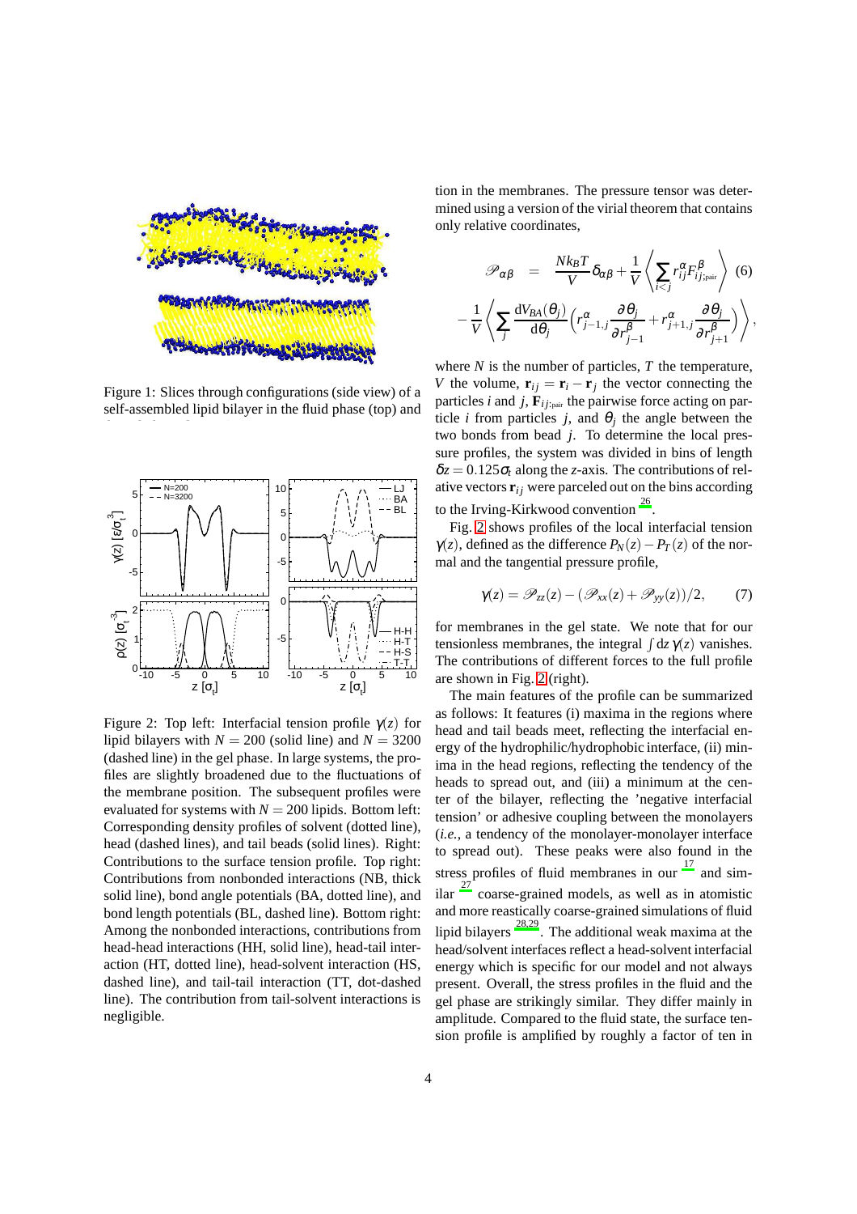Figure 1: Slices through configurations (side view) of a self-assembled lipid bilayer in the fluid phase (top) and

Figure 2: Top left: Interfacial tension profile $\gamma(z)$ for lipid bilayers with $N = 200$ (solid line) and $N = 3200$ (dashed line) in the gel phase. In large systems, the profiles are slightly broadened due to the fluctuations of the membrane position. The subsequent profiles were evaluated for systems with $N = 200$ lipids. Bottom left: Corresponding density profiles of solvent (dotted line), head (dashed lines), and tail beads (solid lines). Right: Contributions to the surface tension profile. Top right: Contributions from nonbonded interactions (NB, thick solid line), bond angle potentials (BA, dotted line), and bond length potentials (BL, dashed line). Bottom right: Among the nonbonded interactions, contributions from head-head interactions (HH, solid line), head-tail interaction (HT, dotted line), head-solvent interaction (HS, dashed line), and tail-tail interaction (TT, dot-dashed line). The contribution from tail-solvent interactions is negligible.

tion in the membranes. The pressure tensor was determined using a version of the virial theorem that contains only relative coordinates,

$$
\begin{aligned}
\mathscr{P}_{\alpha\beta} &= \frac{Nk_BT}{V}\delta_{\alpha\beta} + \frac{1}{V}\left\langle \sum_{i<j} r_{ij}^{\alpha} F_{ij;\text{pair}}^{\beta} \right\rangle \quad (6) \\
&- \frac{1}{V}\left\langle \sum_j \frac{\mathrm{d}V_{BA}(\theta_j)}{\mathrm{d}\theta_j}\left( r_{j-1,j}^{\alpha}\frac{\partial \theta_j}{\partial r_{j-1}^{\beta}} + r_{j+1,j}^{\alpha}\frac{\partial \theta_j}{\partial r_{j+1}^{\beta}} \right) \right\rangle,
\end{aligned}
$$

where $N$ is the number of particles, $T$ the temperature, $V$ the volume, $\mathbf{r}_{ij} = \mathbf{r}_i - \mathbf{r}_j$ the vector connecting the particles $i$ and $j$, $\mathbf{F}_{ij;\text{pair}}$ the pairwise force acting on particle $i$ from particles $j$, and $\theta_j$ the angle between the two bonds from bead $j$. To determine the local pressure profiles, the system was divided in bins of length $\delta z = 0.125\sigma_t$ along the $z$-axis. The contributions of relative vectors $\mathbf{r}_{ij}$ were parceled out on the bins according to the Irving-Kirkwood convention [26].

Fig. 2 shows profiles of the local interfacial tension $\gamma(z)$, defined as the difference $P_N(z) - P_T(z)$ of the normal and the tangential pressure profile,

$$
\gamma(z) = \mathscr{P}_{zz}(z) - (\mathscr{P}_{xx}(z) + \mathscr{P}_{yy}(z))/2, \qquad (7)
$$

for membranes in the gel state. We note that for our tensionless membranes, the integral $\int \mathrm{d}z\, \gamma(z)$ vanishes. The contributions of different forces to the full profile are shown in Fig. 2 (right).

The main features of the profile can be summarized as follows: It features (i) maxima in the regions where head and tail beads meet, reflecting the interfacial energy of the hydrophilic/hydrophobic interface, (ii) minima in the head regions, reflecting the tendency of the heads to spread out, and (iii) a minimum at the center of the bilayer, reflecting the 'negative interfacial tension' or adhesive coupling between the monolayers (*i.e.*, a tendency of the monolayer-monolayer interface to spread out). These peaks were also found in the stress profiles of fluid membranes in our [17] and similar [27] coarse-grained models, as well as in atomistic and more reastically coarse-grained simulations of fluid lipid bilayers [28,29]. The additional weak maxima at the head/solvent interfaces reflect a head-solvent interfacial energy which is specific for our model and not always present. Overall, the stress profiles in the fluid and the gel phase are strikingly similar. They differ mainly in amplitude. Compared to the fluid state, the surface tension profile is amplified by roughly a factor of ten in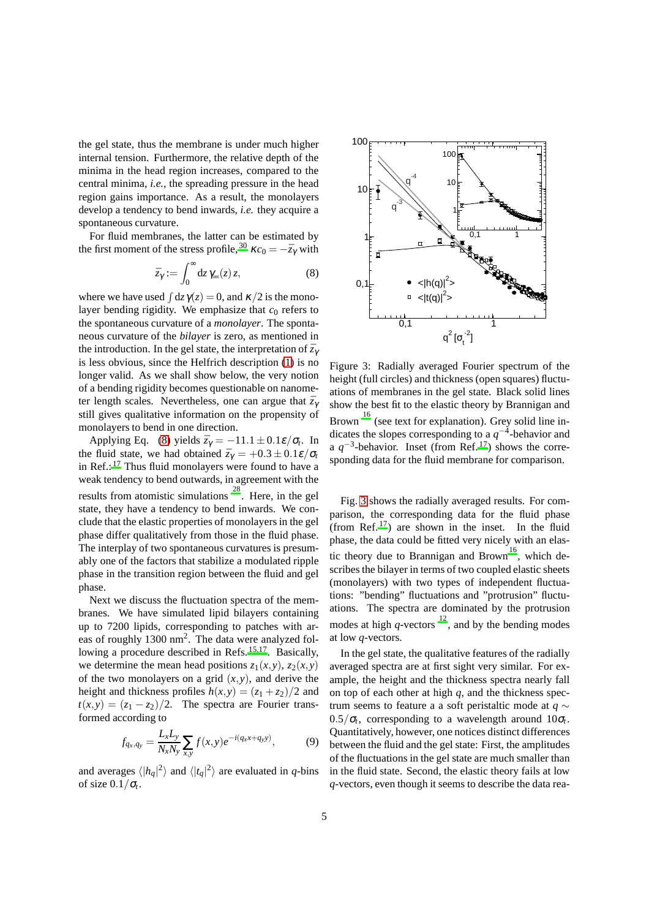the gel state, thus the membrane is under much higher internal tension. Furthermore, the relative depth of the minima in the head region increases, compared to the central minima, *i.e.*, the spreading pressure in the head region gains importance. As a result, the monolayers develop a tendency to bend inwards, *i.e.* they acquire a spontaneous curvature.

For fluid membranes, the latter can be estimated by the first moment of the stress profile,[30] $\kappa c_0 = -\bar{z}_\gamma$ with

$$\bar{z}_\gamma := \int_0^\infty \mathrm{d}z \, \gamma_{\text{int}}(z) \, z, \qquad (8)$$

where we have used $\int \mathrm{d}z \, \gamma(z) = 0$, and $\kappa/2$ is the monolayer bending rigidity. We emphasize that $c_0$ refers to the spontaneous curvature of a *monolayer*. The spontaneous curvature of the *bilayer* is zero, as mentioned in the introduction. In the gel state, the interpretation of $\bar{z}_\gamma$ is less obvious, since the Helfrich description (1) is no longer valid. As we shall show below, the very notion of a bending rigidity becomes questionable on nanometer length scales. Nevertheless, one can argue that $\bar{z}_\gamma$ still gives qualitative information on the propensity of monolayers to bend in one direction.

Applying Eq. (8) yields $\bar{z}_\gamma = -11.1 \pm 0.1\epsilon/\sigma_t$. In the fluid state, we had obtained $\bar{z}_\gamma = +0.3 \pm 0.1\epsilon/\sigma_t$ in Ref.:[17] Thus fluid monolayers were found to have a weak tendency to bend outwards, in agreement with the results from atomistic simulations [28]. Here, in the gel state, they have a tendency to bend inwards. We conclude that the elastic properties of monolayers in the gel phase differ qualitatively from those in the fluid phase. The interplay of two spontaneous curvatures is presumably one of the factors that stabilize a modulated ripple phase in the transition region between the fluid and gel phase.

Next we discuss the fluctuation spectra of the membranes. We have simulated lipid bilayers containing up to 7200 lipids, corresponding to patches with areas of roughly 1300 nm$^2$. The data were analyzed following a procedure described in Refs.[15,17]. Basically, we determine the mean head positions $z_1(x,y)$, $z_2(x,y)$ of the two monolayers on a grid $(x,y)$, and derive the height and thickness profiles $h(x,y) = (z_1 + z_2)/2$ and $t(x,y) = (z_1 - z_2)/2$. The spectra are Fourier transformed according to

$$f_{q_x,q_y} = \frac{L_x L_y}{N_x N_y} \sum_{x,y} f(x,y) e^{-i(q_x x + q_y y)}, \qquad (9)$$

and averages $\langle |h_q|^2 \rangle$ and $\langle |t_q|^2 \rangle$ are evaluated in $q$-bins of size $0.1/\sigma_t$.

Figure 3: Radially averaged Fourier spectrum of the height (full circles) and thickness (open squares) fluctuations of membranes in the gel state. Black solid lines show the best fit to the elastic theory by Brannigan and Brown [16] (see text for explanation). Grey solid line indicates the slopes corresponding to a $q^{-4}$-behavior and a $q^{-3}$-behavior. Inset (from Ref.[17]) shows the corresponding data for the fluid membrane for comparison.

Fig. 3 shows the radially averaged results. For comparison, the corresponding data for the fluid phase (from Ref.[17]) are shown in the inset. In the fluid phase, the data could be fitted very nicely with an elastic theory due to Brannigan and Brown[16], which describes the bilayer in terms of two coupled elastic sheets (monolayers) with two types of independent fluctuations: "bending" fluctuations and "protrusion" fluctuations. The spectra are dominated by the protrusion modes at high $q$-vectors [12], and by the bending modes at low $q$-vectors.

In the gel state, the qualitative features of the radially averaged spectra are at first sight very similar. For example, the height and the thickness spectra nearly fall on top of each other at high $q$, and the thickness spectrum seems to feature a a soft peristaltic mode at $q \sim 0.5/\sigma_t$, corresponding to a wavelength around $10\sigma_t$. Quantitatively, however, one notices distinct differences between the fluid and the gel state: First, the amplitudes of the fluctuations in the gel state are much smaller than in the fluid state. Second, the elastic theory fails at low $q$-vectors, even though it seems to describe the data rea-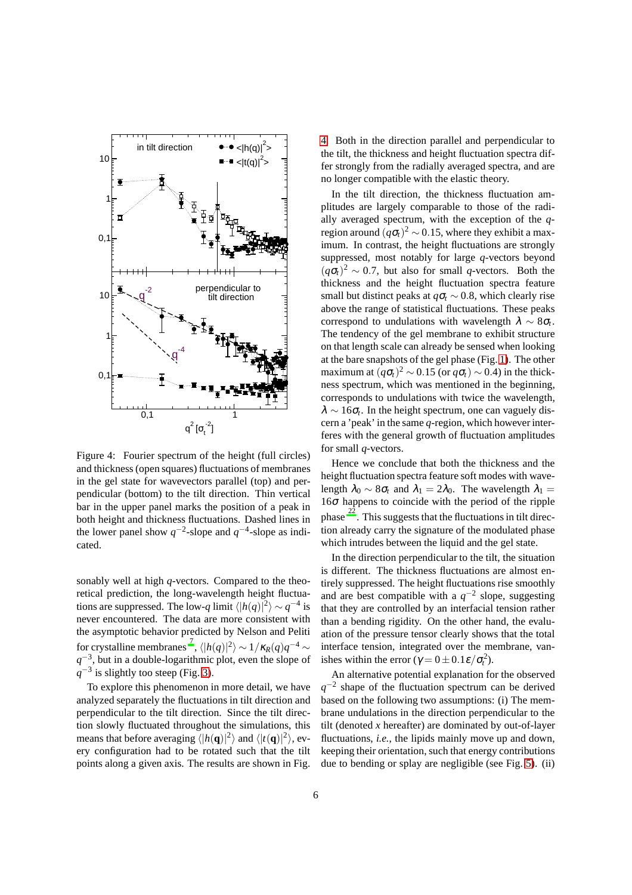Figure 4: Fourier spectrum of the height (full circles) and thickness (open squares) fluctuations of membranes in the gel state for wavevectors parallel (top) and perpendicular (bottom) to the tilt direction. Thin vertical bar in the upper panel marks the position of a peak in both height and thickness fluctuations. Dashed lines in the lower panel show $q^{-2}$-slope and $q^{-4}$-slope as indicated.

sonably well at high $q$-vectors. Compared to the theoretical prediction, the long-wavelength height fluctuations are suppressed. The low-$q$ limit $\langle|h(q)|^2\rangle \sim q^{-4}$ is never encountered. The data are more consistent with the asymptotic behavior predicted by Nelson and Peliti for crystalline membranes [7], $\langle|h(q)|^2\rangle \sim 1/\kappa_R(q)q^{-4} \sim q^{-3}$, but in a double-logarithmic plot, even the slope of $q^{-3}$ is slightly too steep (Fig. 3).

To explore this phenomenon in more detail, we have analyzed separately the fluctuations in tilt direction and perpendicular to the tilt direction. Since the tilt direction slowly fluctuated throughout the simulations, this means that before averaging $\langle|h(\mathbf{q})|^2\rangle$ and $\langle|t(\mathbf{q})|^2\rangle$, every configuration had to be rotated such that the tilt points along a given axis. The results are shown in Fig. 4. Both in the direction parallel and perpendicular to the tilt, the thickness and height fluctuation spectra differ strongly from the radially averaged spectra, and are no longer compatible with the elastic theory.

In the tilt direction, the thickness fluctuation amplitudes are largely comparable to those of the radially averaged spectrum, with the exception of the $q$-region around $(q\sigma_t)^2 \sim 0.15$, where they exhibit a maximum. In contrast, the height fluctuations are strongly suppressed, most notably for large $q$-vectors beyond $(q\sigma_t)^2 \sim 0.7$, but also for small $q$-vectors. Both the thickness and the height fluctuation spectra feature small but distinct peaks at $q\sigma_t \sim 0.8$, which clearly rise above the range of statistical fluctuations. These peaks correspond to undulations with wavelength $\lambda \sim 8\sigma_t$. The tendency of the gel membrane to exhibit structure on that length scale can already be sensed when looking at the bare snapshots of the gel phase (Fig. 1). The other maximum at $(q\sigma_t)^2 \sim 0.15$ (or $q\sigma_t) \sim 0.4$) in the thickness spectrum, which was mentioned in the beginning, corresponds to undulations with twice the wavelength, $\lambda \sim 16\sigma_t$. In the height spectrum, one can vaguely discern a 'peak' in the same $q$-region, which however interferes with the general growth of fluctuation amplitudes for small $q$-vectors.

Hence we conclude that both the thickness and the height fluctuation spectra feature soft modes with wavelength $\lambda_0 \sim 8\sigma_t$ and $\lambda_1 = 2\lambda_0$. The wavelength $\lambda_1 = 16\sigma$ happens to coincide with the period of the ripple phase [22]. This suggests that the fluctuations in tilt direction already carry the signature of the modulated phase which intrudes between the liquid and the gel state.

In the direction perpendicular to the tilt, the situation is different. The thickness fluctuations are almost entirely suppressed. The height fluctuations rise smoothly and are best compatible with a $q^{-2}$ slope, suggesting that they are controlled by an interfacial tension rather than a bending rigidity. On the other hand, the evaluation of the pressure tensor clearly shows that the total interface tension, integrated over the membrane, vanishes within the error ($\gamma = 0 \pm 0.1\epsilon/\sigma_t^2$).

An alternative potential explanation for the observed $q^{-2}$ shape of the fluctuation spectrum can be derived based on the following two assumptions: (i) The membrane undulations in the direction perpendicular to the tilt (denoted $x$ hereafter) are dominated by out-of-layer fluctuations, *i.e.*, the lipids mainly move up and down, keeping their orientation, such that energy contributions due to bending or splay are negligible (see Fig. 5). (ii)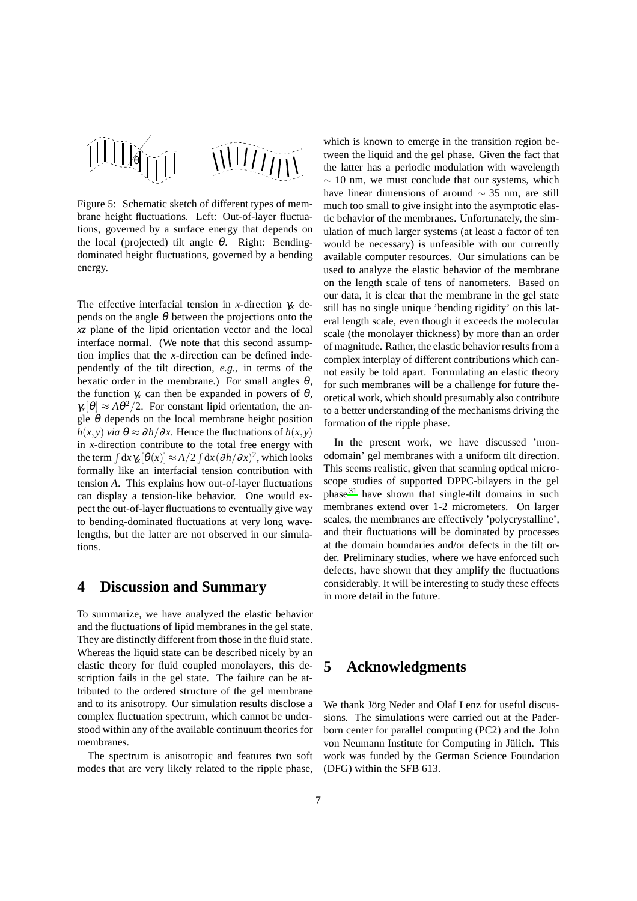Figure 5: Schematic sketch of different types of membrane height fluctuations. Left: Out-of-layer fluctuations, governed by a surface energy that depends on the local (projected) tilt angle $\theta$. Right: Bending-dominated height fluctuations, governed by a bending energy.

The effective interfacial tension in $x$-direction $\gamma_x$ depends on the angle $\theta$ between the projections onto the $xz$ plane of the lipid orientation vector and the local interface normal. (We note that this second assumption implies that the $x$-direction can be defined independently of the tilt direction, *e.g.*, in terms of the hexatic order in the membrane.) For small angles $\theta$, the function $\gamma_x$ can then be expanded in powers of $\theta$, $\gamma_x[\theta] \approx A\theta^2/2$. For constant lipid orientation, the angle $\theta$ depends on the local membrane height position $h(x,y)$ *via* $\theta \approx \partial h/\partial x$. Hence the fluctuations of $h(x,y)$ in $x$-direction contribute to the total free energy with the term $\int \mathrm{d}x\, \gamma_x[\theta(x)] \approx A/2 \int \mathrm{d}x\, (\partial h/\partial x)^2$, which looks formally like an interfacial tension contribution with tension $A$. This explains how out-of-layer fluctuations can display a tension-like behavior. One would expect the out-of-layer fluctuations to eventually give way to bending-dominated fluctuations at very long wavelengths, but the latter are not observed in our simulations.

## 4 Discussion and Summary

To summarize, we have analyzed the elastic behavior and the fluctuations of lipid membranes in the gel state. They are distinctly different from those in the fluid state. Whereas the liquid state can be described nicely by an elastic theory for fluid coupled monolayers, this description fails in the gel state. The failure can be attributed to the ordered structure of the gel membrane and to its anisotropy. Our simulation results disclose a complex fluctuation spectrum, which cannot be understood within any of the available continuum theories for membranes.

The spectrum is anisotropic and features two soft modes that are very likely related to the ripple phase, which is known to emerge in the transition region between the liquid and the gel phase. Given the fact that the latter has a periodic modulation with wavelength $\sim 10$ nm, we must conclude that our systems, which have linear dimensions of around $\sim 35$ nm, are still much too small to give insight into the asymptotic elastic behavior of the membranes. Unfortunately, the simulation of much larger systems (at least a factor of ten would be necessary) is unfeasible with our currently available computer resources. Our simulations can be used to analyze the elastic behavior of the membrane on the length scale of tens of nanometers. Based on our data, it is clear that the membrane in the gel state still has no single unique 'bending rigidity' on this lateral length scale, even though it exceeds the molecular scale (the monolayer thickness) by more than an order of magnitude. Rather, the elastic behavior results from a complex interplay of different contributions which cannot easily be told apart. Formulating an elastic theory for such membranes will be a challenge for future theoretical work, which should presumably also contribute to a better understanding of the mechanisms driving the formation of the ripple phase.

In the present work, we have discussed 'monodomain' gel membranes with a uniform tilt direction. This seems realistic, given that scanning optical microscope studies of supported DPPC-bilayers in the gel phase[31] have shown that single-tilt domains in such membranes extend over 1-2 micrometers. On larger scales, the membranes are effectively 'polycrystalline', and their fluctuations will be dominated by processes at the domain boundaries and/or defects in the tilt order. Preliminary studies, where we have enforced such defects, have shown that they amplify the fluctuations considerably. It will be interesting to study these effects in more detail in the future.

## 5 Acknowledgments

We thank Jörg Neder and Olaf Lenz for useful discussions. The simulations were carried out at the Paderborn center for parallel computing (PC2) and the John von Neumann Institute for Computing in Jülich. This work was funded by the German Science Foundation (DFG) within the SFB 613.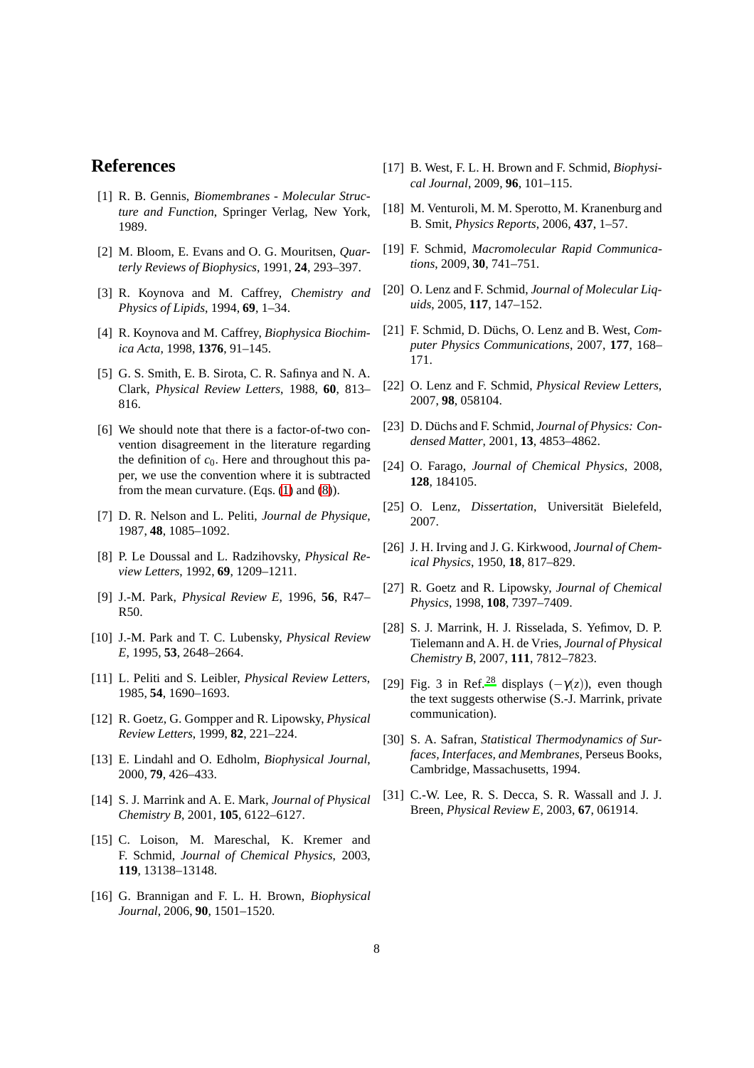## References

[1] R. B. Gennis, *Biomembranes - Molecular Structure and Function*, Springer Verlag, New York, 1989.

[2] M. Bloom, E. Evans and O. G. Mouritsen, *Quarterly Reviews of Biophysics*, 1991, **24**, 293–397.

[3] R. Koynova and M. Caffrey, *Chemistry and Physics of Lipids*, 1994, **69**, 1–34.

[4] R. Koynova and M. Caffrey, *Biophysica Biochimica Acta*, 1998, **1376**, 91–145.

[5] G. S. Smith, E. B. Sirota, C. R. Safinya and N. A. Clark, *Physical Review Letters*, 1988, **60**, 813–816.

[6] We should note that there is a factor-of-two convention disagreement in the literature regarding the definition of $c_0$. Here and throughout this paper, we use the convention where it is subtracted from the mean curvature. (Eqs. (1) and (8)).

[7] D. R. Nelson and L. Peliti, *Journal de Physique*, 1987, **48**, 1085–1092.

[8] P. Le Doussal and L. Radzihovsky, *Physical Review Letters*, 1992, **69**, 1209–1211.

[9] J.-M. Park, *Physical Review E*, 1996, **56**, R47–R50.

[10] J.-M. Park and T. C. Lubensky, *Physical Review E*, 1995, **53**, 2648–2664.

[11] L. Peliti and S. Leibler, *Physical Review Letters*, 1985, **54**, 1690–1693.

[12] R. Goetz, G. Gompper and R. Lipowsky, *Physical Review Letters*, 1999, **82**, 221–224.

[13] E. Lindahl and O. Edholm, *Biophysical Journal*, 2000, **79**, 426–433.

[14] S. J. Marrink and A. E. Mark, *Journal of Physical Chemistry B*, 2001, **105**, 6122–6127.

[15] C. Loison, M. Mareschal, K. Kremer and F. Schmid, *Journal of Chemical Physics*, 2003, **119**, 13138–13148.

[16] G. Brannigan and F. L. H. Brown, *Biophysical Journal*, 2006, **90**, 1501–1520.

[17] B. West, F. L. H. Brown and F. Schmid, *Biophysical Journal*, 2009, **96**, 101–115.

[18] M. Venturoli, M. M. Sperotto, M. Kranenburg and B. Smit, *Physics Reports*, 2006, **437**, 1–57.

[19] F. Schmid, *Macromolecular Rapid Communications*, 2009, **30**, 741–751.

[20] O. Lenz and F. Schmid, *Journal of Molecular Liquids*, 2005, **117**, 147–152.

[21] F. Schmid, D. Düchs, O. Lenz and B. West, *Computer Physics Communications*, 2007, **177**, 168–171.

[22] O. Lenz and F. Schmid, *Physical Review Letters*, 2007, **98**, 058104.

[23] D. Düchs and F. Schmid, *Journal of Physics: Condensed Matter*, 2001, **13**, 4853–4862.

[24] O. Farago, *Journal of Chemical Physics*, 2008, **128**, 184105.

[25] O. Lenz, *Dissertation*, Universität Bielefeld, 2007.

[26] J. H. Irving and J. G. Kirkwood, *Journal of Chemical Physics*, 1950, **18**, 817–829.

[27] R. Goetz and R. Lipowsky, *Journal of Chemical Physics*, 1998, **108**, 7397–7409.

[28] S. J. Marrink, H. J. Risselada, S. Yefimov, D. P. Tielemann and A. H. de Vries, *Journal of Physical Chemistry B*, 2007, **111**, 7812–7823.

[29] Fig. 3 in Ref.[28] displays $(-\gamma(z))$, even though the text suggests otherwise (S.-J. Marrink, private communication).

[30] S. A. Safran, *Statistical Thermodynamics of Surfaces, Interfaces, and Membranes*, Perseus Books, Cambridge, Massachusetts, 1994.

[31] C.-W. Lee, R. S. Decca, S. R. Wassall and J. J. Breen, *Physical Review E*, 2003, **67**, 061914.